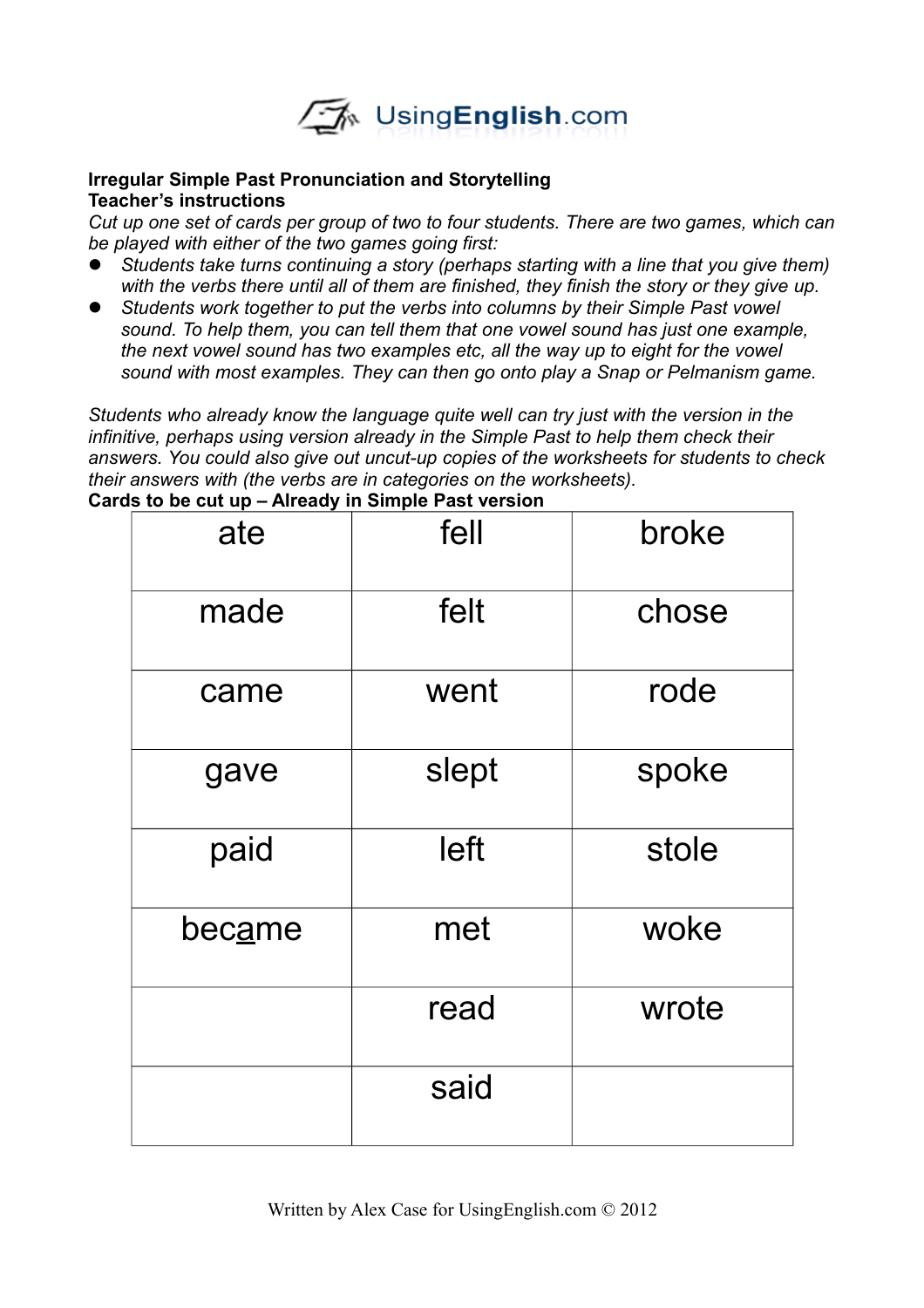**Irregular Simple Past Pronunciation and Storytelling**
**Teacher's instructions**

*Cut up one set of cards per group of two to four students. There are two games, which can be played with either of the two games going first:*

- *Students take turns continuing a story (perhaps starting with a line that you give them) with the verbs there until all of them are finished, they finish the story or they give up.*
- *Students work together to put the verbs into columns by their Simple Past vowel sound. To help them, you can tell them that one vowel sound has just one example, the next vowel sound has two examples etc, all the way up to eight for the vowel sound with most examples. They can then go onto play a Snap or Pelmanism game.*

*Students who already know the language quite well can try just with the version in the infinitive, perhaps using version already in the Simple Past to help them check their answers. You could also give out uncut-up copies of the worksheets for students to check their answers with (the verbs are in categories on the worksheets).*

**Cards to be cut up – Already in Simple Past version**

| | | |
|---|---|---|
| ate | fell | broke |
| made | felt | chose |
| came | went | rode |
| gave | slept | spoke |
| paid | left | stole |
| bec<u>a</u>me | met | woke |
| | read | wrote |
| | said | |

Written by Alex Case for UsingEnglish.com © 2012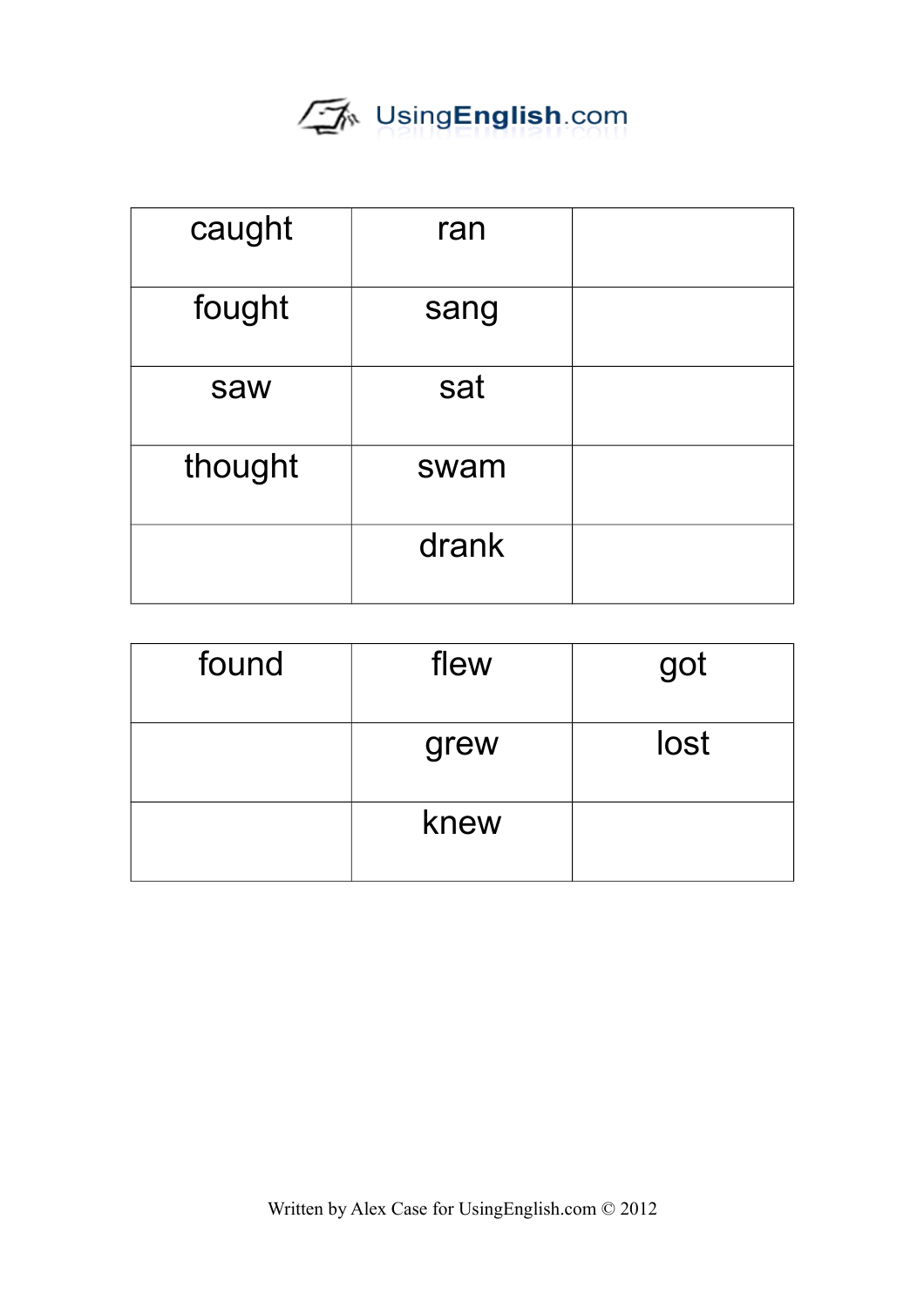| caught | ran | |
| --- | --- | --- |
| fought | sang | |
| saw | sat | |
| thought | swam | |
| | drank | |

| found | flew | got |
| --- | --- | --- |
| | grew | lost |
| | knew | |

Written by Alex Case for UsingEnglish.com © 2012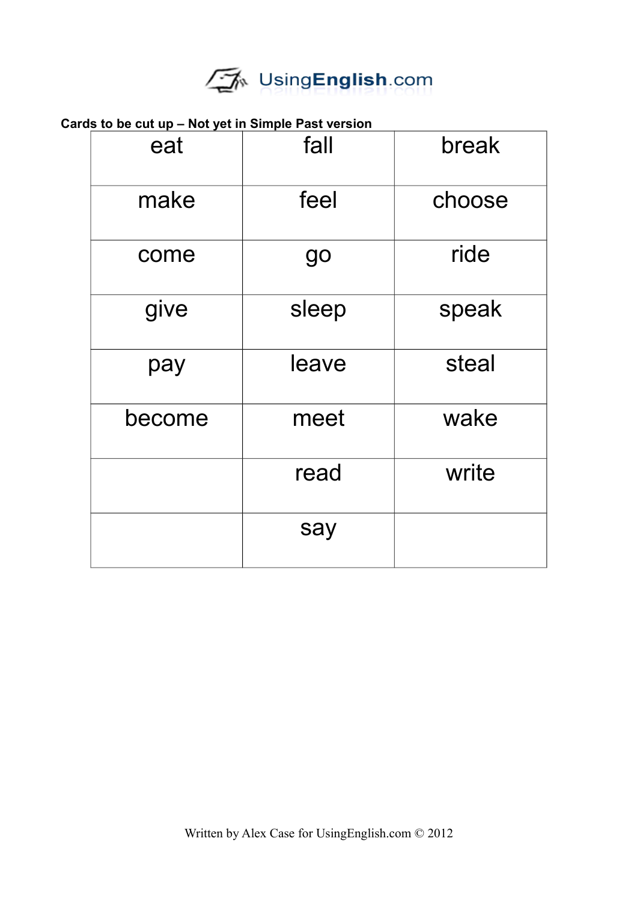UsingEnglish.com

**Cards to be cut up – Not yet in Simple Past version**

| | | |
|---|---|---|
| eat | fall | break |
| make | feel | choose |
| come | go | ride |
| give | sleep | speak |
| pay | leave | steal |
| become | meet | wake |
| | read | write |
| | say | |

Written by Alex Case for UsingEnglish.com © 2012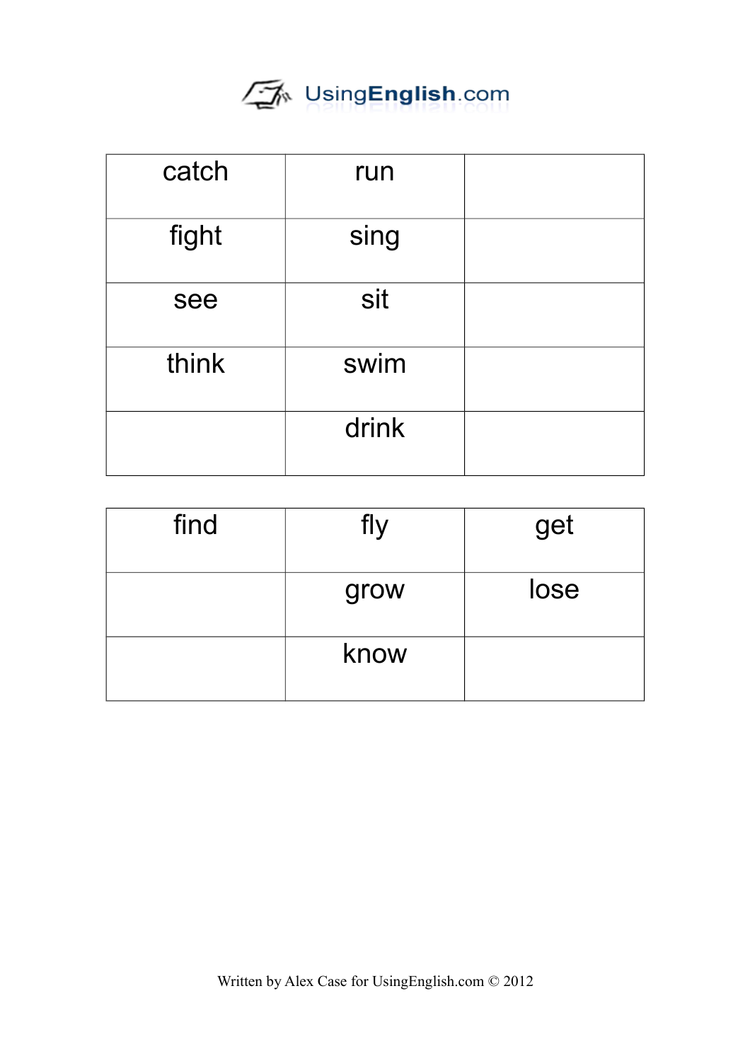| | | |
|---|---|---|
| catch | run | |
| fight | sing | |
| see | sit | |
| think | swim | |
| | drink | |

| | | |
|---|---|---|
| find | fly | get |
| | grow | lose |
| | know | |

Written by Alex Case for UsingEnglish.com © 2012